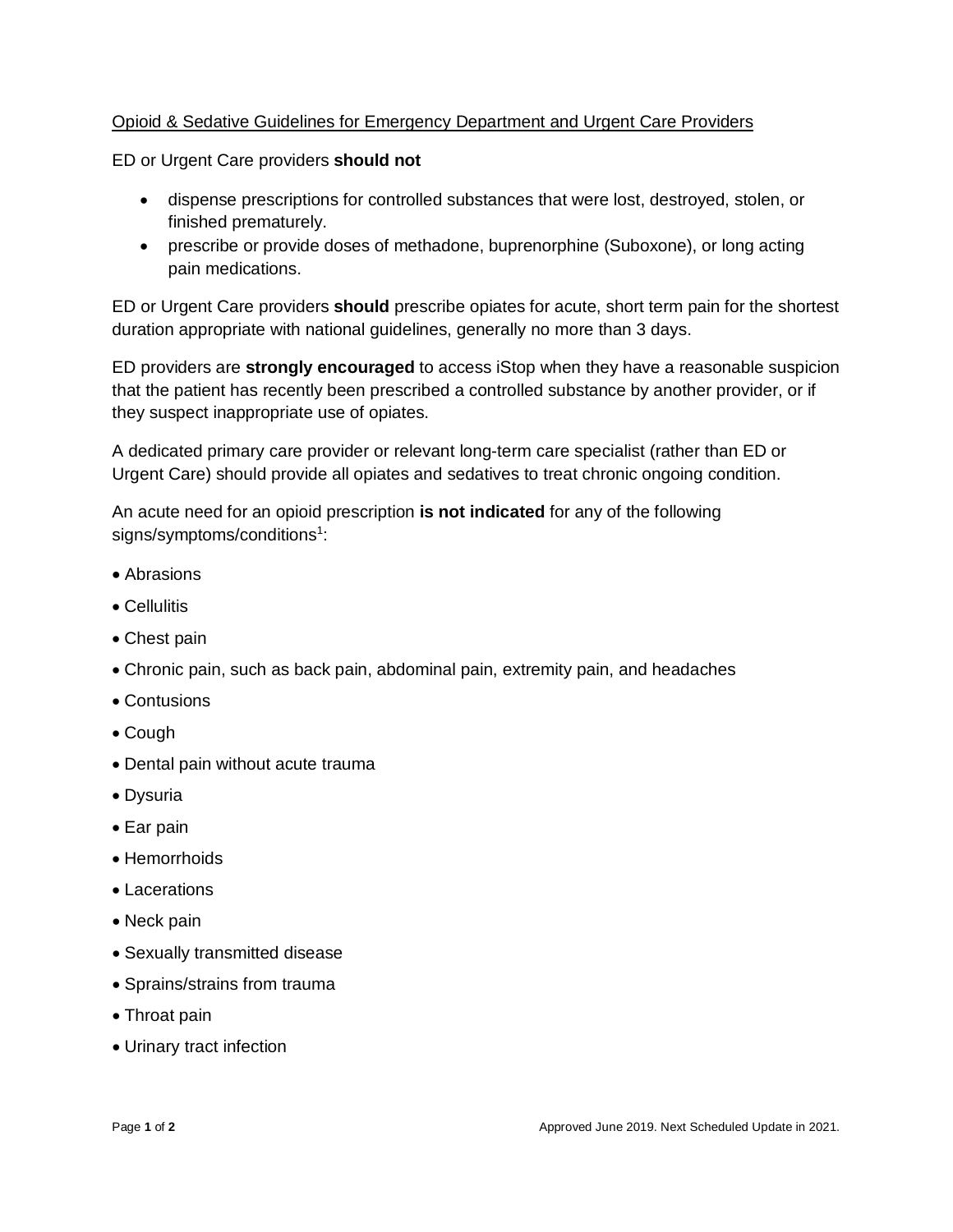Opioid & Sedative Guidelines for Emergency Department and Urgent Care Providers

ED or Urgent Care providers **should not**

- dispense prescriptions for controlled substances that were lost, destroyed, stolen, or finished prematurely.
- prescribe or provide doses of methadone, buprenorphine (Suboxone), or long acting pain medications.

ED or Urgent Care providers **should** prescribe opiates for acute, short term pain for the shortest duration appropriate with national guidelines, generally no more than 3 days.

ED providers are **strongly encouraged** to access iStop when they have a reasonable suspicion that the patient has recently been prescribed a controlled substance by another provider, or if they suspect inappropriate use of opiates.

A dedicated primary care provider or relevant long-term care specialist (rather than ED or Urgent Care) should provide all opiates and sedatives to treat chronic ongoing condition.

An acute need for an opioid prescription **is not indicated** for any of the following signs/symptoms/conditions[1]:

- Abrasions
- Cellulitis
- Chest pain
- Chronic pain, such as back pain, abdominal pain, extremity pain, and headaches
- Contusions
- Cough
- Dental pain without acute trauma
- Dysuria
- Ear pain
- Hemorrhoids
- Lacerations
- Neck pain
- Sexually transmitted disease
- Sprains/strains from trauma
- Throat pain
- Urinary tract infection

Approved June 2019. Next Scheduled Update in 2021.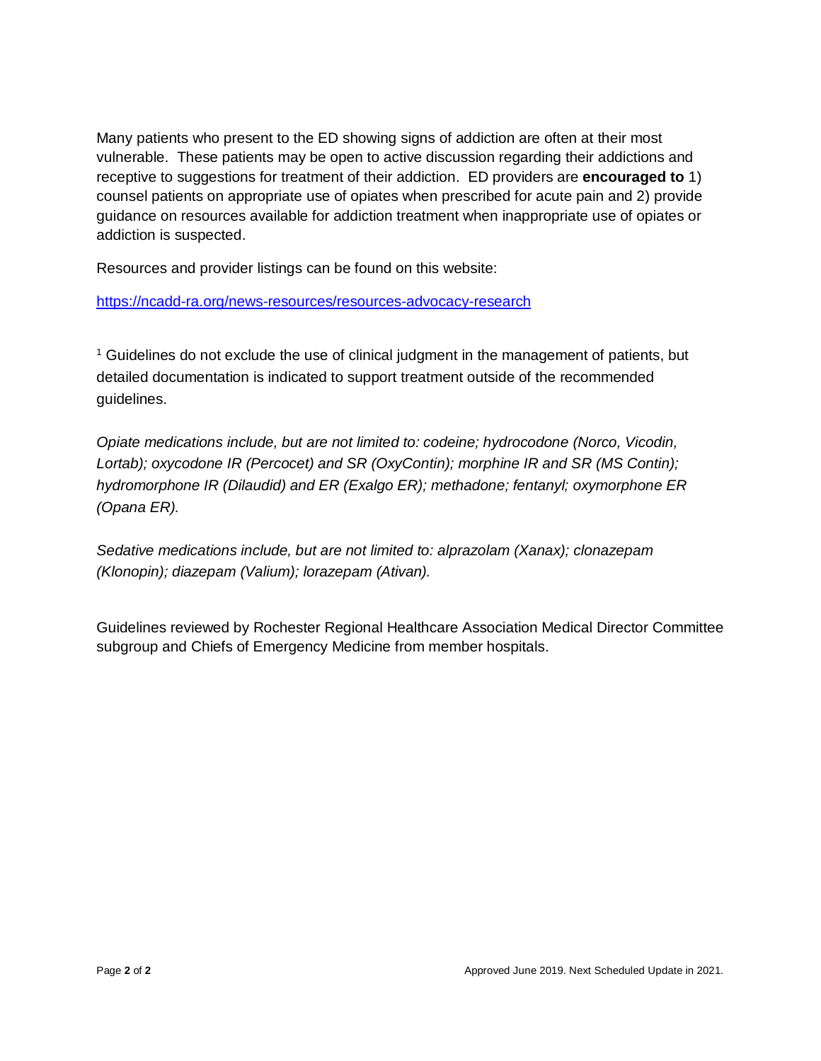Many patients who present to the ED showing signs of addiction are often at their most vulnerable. These patients may be open to active discussion regarding their addictions and receptive to suggestions for treatment of their addiction. ED providers are **encouraged to** 1) counsel patients on appropriate use of opiates when prescribed for acute pain and 2) provide guidance on resources available for addiction treatment when inappropriate use of opiates or addiction is suspected.

Resources and provider listings can be found on this website:

https://ncadd-ra.org/news-resources/resources-advocacy-research

[1] Guidelines do not exclude the use of clinical judgment in the management of patients, but detailed documentation is indicated to support treatment outside of the recommended guidelines.

*Opiate medications include, but are not limited to: codeine; hydrocodone (Norco, Vicodin, Lortab); oxycodone IR (Percocet) and SR (OxyContin); morphine IR and SR (MS Contin); hydromorphone IR (Dilaudid) and ER (Exalgo ER); methadone; fentanyl; oxymorphone ER (Opana ER).*

*Sedative medications include, but are not limited to: alprazolam (Xanax); clonazepam (Klonopin); diazepam (Valium); lorazepam (Ativan).*

Guidelines reviewed by Rochester Regional Healthcare Association Medical Director Committee subgroup and Chiefs of Emergency Medicine from member hospitals.

Approved June 2019. Next Scheduled Update in 2021.